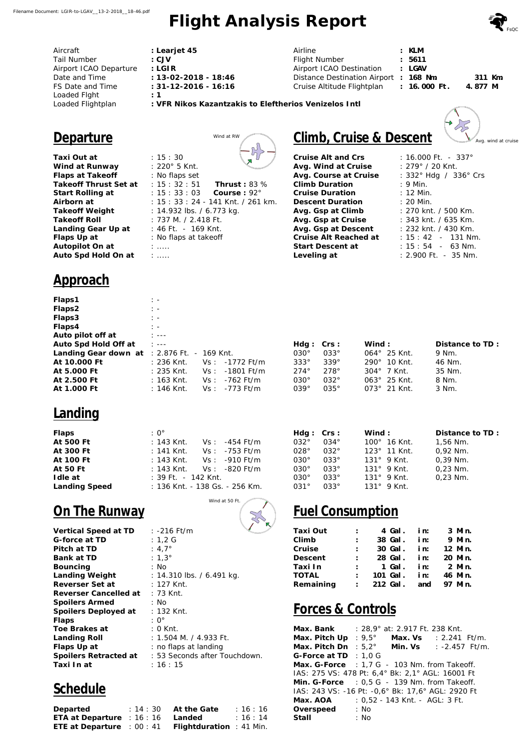Filename Document: LGIR-to-LGAV__13-2-2018__18-46.pdf

# Flight Analysis Report

| | | | |
|---|---|---|---|
| Aircraft | : **Learjet 45** | Airline | : **KLM** |
| Tail Number | : **CJV** | Flight Number | : **5611** |
| Airport ICAO Departure | : **LGIR** | Airport ICAO Destination | : **LGAV** |
| Date and Time | : **13-02-2018 - 18:46** | Distance Destination Airport | : **168 Nm** **311 Km** |
| FS Date and Time | : **31-12-2016 - 16:16** | Cruise Altitude Flightplan | : **16.000 Ft.** **4.877 M** |
| Loaded Flght | : **1** | | |
| Loaded Flightplan | : **VFR Nikos Kazantzakis to Eleftherios Venizelos Intl** | | |

## Departure

Wind at RW

| | |
|---|---|
| **Taxi Out at** | : 15 : 30 |
| **Wind at Runway** | : 220° 5 Knt. |
| **Flaps at Takeoff** | : No flaps set |
| **Takeoff Thrust Set at** | : 15 : 32 : 51 **Thrust :** 83 % |
| **Start Rolling at** | : 15 : 33 : 03 **Course :** 92° |
| **Airborn at** | : 15 : 33 : 24 - 141 Knt. / 261 km. |
| **Takeoff Weight** | : 14.932 lbs. / 6.773 kg. |
| **Takeoff Roll** | : 737 M. / 2.418 Ft. |
| **Landing Gear Up at** | : 46 Ft. - 169 Knt. |
| **Flaps Up at** | : No flaps at takeoff |
| **Autopilot On at** | : ..... |
| **Auto Spd Hold On at** | : ..... |

## Climb, Cruise & Descent

Avg. wind at cruise

| | |
|---|---|
| **Cruise Alt and Crs** | : 16.000 Ft. - 337° |
| **Avg. Wind at Cruise** | : 279° / 20 Knt. |
| **Avg. Course at Cruise** | : 332° Hdg / 336° Crs |
| **Climb Duration** | : 9 Min. |
| **Cruise Duration** | : 12 Min. |
| **Descent Duration** | : 20 Min. |
| **Avg. Gsp at Climb** | : 270 knt. / 500 Km. |
| **Avg. Gsp at Cruise** | : 343 knt. / 635 Km. |
| **Avg. Gsp at Descent** | : 232 knt. / 430 Km. |
| **Cruise Alt Reached at** | : 15 : 42 - 131 Nm. |
| **Start Descent at** | : 15 : 54 - 63 Nm. |
| **Leveling at** | : 2.900 Ft. - 35 Nm. |

## Approach

| | | | | | | |
|---|---|---|---|---|---|---|
| **Flaps1** | : - | | | | | |
| **Flaps2** | : - | | | | | |
| **Flaps3** | : - | | | | | |
| **Flaps4** | : - | | | | | |
| **Auto pilot off at** | : --- | | | | | |
| **Auto Spd Hold Off at** | : --- | | **Hdg :** | **Crs :** | **Wind :** | **Distance to TD :** |
| **Landing Gear down at** | : 2.876 Ft. - 169 Knt. | | 030° | 033° | 064° 25 Knt. | 9 Nm. |
| **At 10.000 Ft** | : 236 Knt. | Vs : -1772 Ft/m | 333° | 339° | 290° 10 Knt. | 46 Nm. |
| **At 5.000 Ft** | : 235 Knt. | Vs : -1801 Ft/m | 274° | 278° | 304° 7 Knt. | 35 Nm. |
| **At 2.500 Ft** | : 163 Knt. | Vs : -762 Ft/m | 030° | 032° | 063° 25 Knt. | 8 Nm. |
| **At 1.000 Ft** | : 146 Knt. | Vs : -773 Ft/m | 039° | 035° | 073° 21 Knt. | 3 Nm. |

## Landing

| | | | **Hdg :** | **Crs :** | **Wind :** | **Distance to TD :** |
|---|---|---|---|---|---|---|
| **Flaps** | : 0° | | | | | |
| **At 500 Ft** | : 143 Knt. | Vs : -454 Ft/m | 032° | 034° | 100° 16 Knt. | 1,56 Nm. |
| **At 300 Ft** | : 141 Knt. | Vs : -753 Ft/m | 028° | 032° | 123° 11 Knt. | 0,92 Nm. |
| **At 100 Ft** | : 143 Knt. | Vs : -910 Ft/m | 030° | 033° | 131° 9 Knt. | 0,39 Nm. |
| **At 50 Ft** | : 143 Knt. | Vs : -820 Ft/m | 030° | 033° | 131° 9 Knt. | 0,23 Nm. |
| **Idle at** | : 39 Ft. - 142 Knt. | | 030° | 033° | 131° 9 Knt. | 0,23 Nm. |
| **Landing Speed** | : 136 Knt. - 138 Gs. - 256 Km. | | 031° | 033° | 131° 9 Knt. | |

## On The Runway

Wind at 50 Ft.

| | |
|---|---|
| **Vertical Speed at TD** | : -216 Ft/m |
| **G-force at TD** | : 1,2 G |
| **Pitch at TD** | : 4,7° |
| **Bank at TD** | : 1,3° |
| **Bouncing** | : No |
| **Landing Weight** | : 14.310 lbs. / 6.491 kg. |
| **Reverser Set at** | : 127 Knt. |
| **Reverser Cancelled at** | : 73 Knt. |
| **Spoilers Armed** | : No |
| **Spoilers Deployed at** | : 132 Knt. |
| **Flaps** | : 0° |
| **Toe Brakes at** | : 0 Knt. |
| **Landing Roll** | : 1.504 M. / 4.933 Ft. |
| **Flaps Up at** | : no flaps at landing |
| **Spoilers Retracted at** | : 53 Seconds after Touchdown. |
| **Taxi In at** | : 16 : 15 |

## Fuel Consumption

| | | | | |
|---|---|---|---|---|
| **Taxi Out** | : | **4 Gal.** | **in:** | **3 Min.** |
| **Climb** | : | **38 Gal.** | **in:** | **9 Min.** |
| **Cruise** | : | **30 Gal.** | **in:** | **12 Min.** |
| **Descent** | : | **28 Gal.** | **in:** | **20 Min.** |
| **Taxi In** | : | **1 Gal.** | **in:** | **2 Min.** |
| **TOTAL** | : | **101 Gal.** | **in:** | **46 Min.** |
| **Remaining** | : | **212 Gal.** | **and** | **97 Min.** |

## Forces & Controls

**Max. Bank** : 28,9° at: 2.917 Ft. 238 Knt.
**Max. Pitch Up** : 9,5° **Max. Vs** : 2.241 Ft/m.
**Max. Pitch Dn** : 5,2° **Min. Vs** : -2.457 Ft/m.
**G-Force at TD** : 1,0 G
**Max. G-Force** : 1,7 G - 103 Nm. from Takeoff.
IAS: 275 VS: 478 Pt: 6,4° Bk: 2,1° AGL: 16001 Ft
**Min. G-Force** : 0,5 G - 139 Nm. from Takeoff.
IAS: 243 VS: -16 Pt: -0,6° Bk: 17,6° AGL: 2920 Ft
**Max. AOA** : 0,52 - 143 Knt. - AGL: 3 Ft.
**Overspeed** : No
**Stall** : No

## Schedule

| | | | |
|---|---|---|---|
| **Departed** | : 14 : 30 | **At the Gate** | : 16 : 16 |
| **ETA at Departure** | : 16 : 16 | **Landed** | : 16 : 14 |
| **ETE at Departure** | : 00 : 41 | **Flightduration** | : 41 Min. |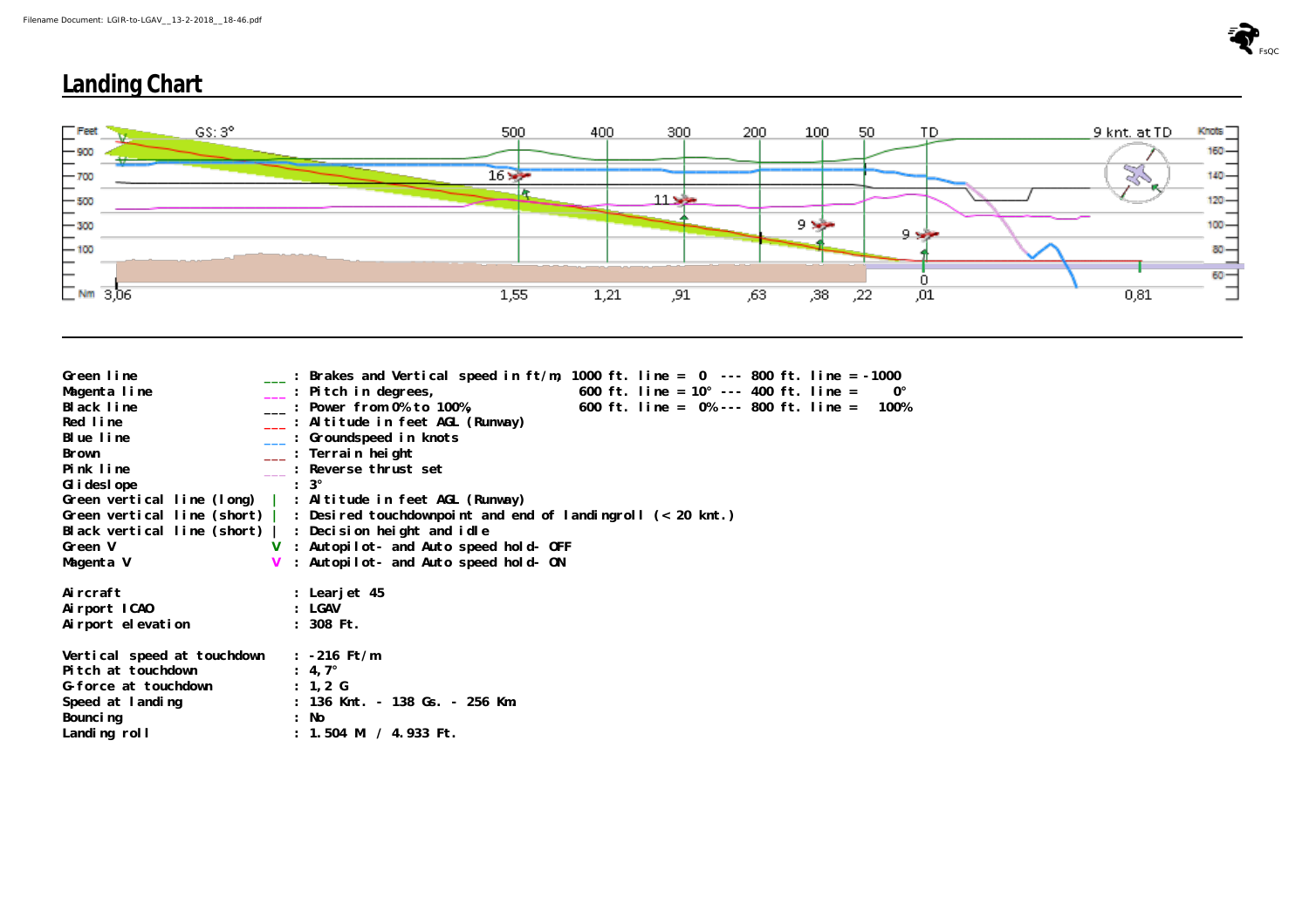Filename Document: LGIR-to-LGAV__13-2-2018__18-46.pdf

FsQC

# Landing Chart

Feet

900

700

500

300

100

GS: 3°

500

400

300

200

100

50

TD

9 knt. at TD

Knots

160

140

120

100

80

60

16

11

9

9

0

Nm 3,06

1,55

1,21

,91

,63

,38

,22

,01

0,81

| | | |
|---|---|---|
| Green line | ___ | : Brakes and Vertical speed in ft/m, 1000 ft. line = 0 --- 800 ft. line = -1000 |
| Magenta line | ___ | : Pitch in degrees, 600 ft. line = 10° --- 400 ft. line = 0° |
| Black line | ___ | : Power from 0% to 100%, 600 ft. line = 0% --- 800 ft. line = 100% |
| Red line | ___ | : Altitude in feet AGL (Runway) |
| Blue line | ___ | : Groundspeed in knots |
| Brown | ___ | : Terrain height |
| Pink line | ___ | : Reverse thrust set |
| Glideslope | | : 3° |
| Green vertical line (long) | \| | : Altitude in feet AGL (Runway) |
| Green vertical line (short) | \| | : Desired touchdownpoint and end of landingroll (< 20 knt.) |
| Black vertical line (short) | \| | : Decision height and idle |
| Green V | V | : Autopilot- and Auto speed hold- OFF |
| Magenta V | V | : Autopilot- and Auto speed hold- ON |

| | |
|---|---|
| Aircraft | : Learjet 45 |
| Airport ICAO | : LGAV |
| Airport elevation | : 308 Ft. |

| | |
|---|---|
| Vertical speed at touchdown | : -216 Ft/m |
| Pitch at touchdown | : 4,7° |
| G-force at touchdown | : 1,2 G |
| Speed at landing | : 136 Knt. - 138 Gs. - 256 Km |
| Bouncing | : No |
| Landing roll | : 1.504 M / 4.933 Ft. |